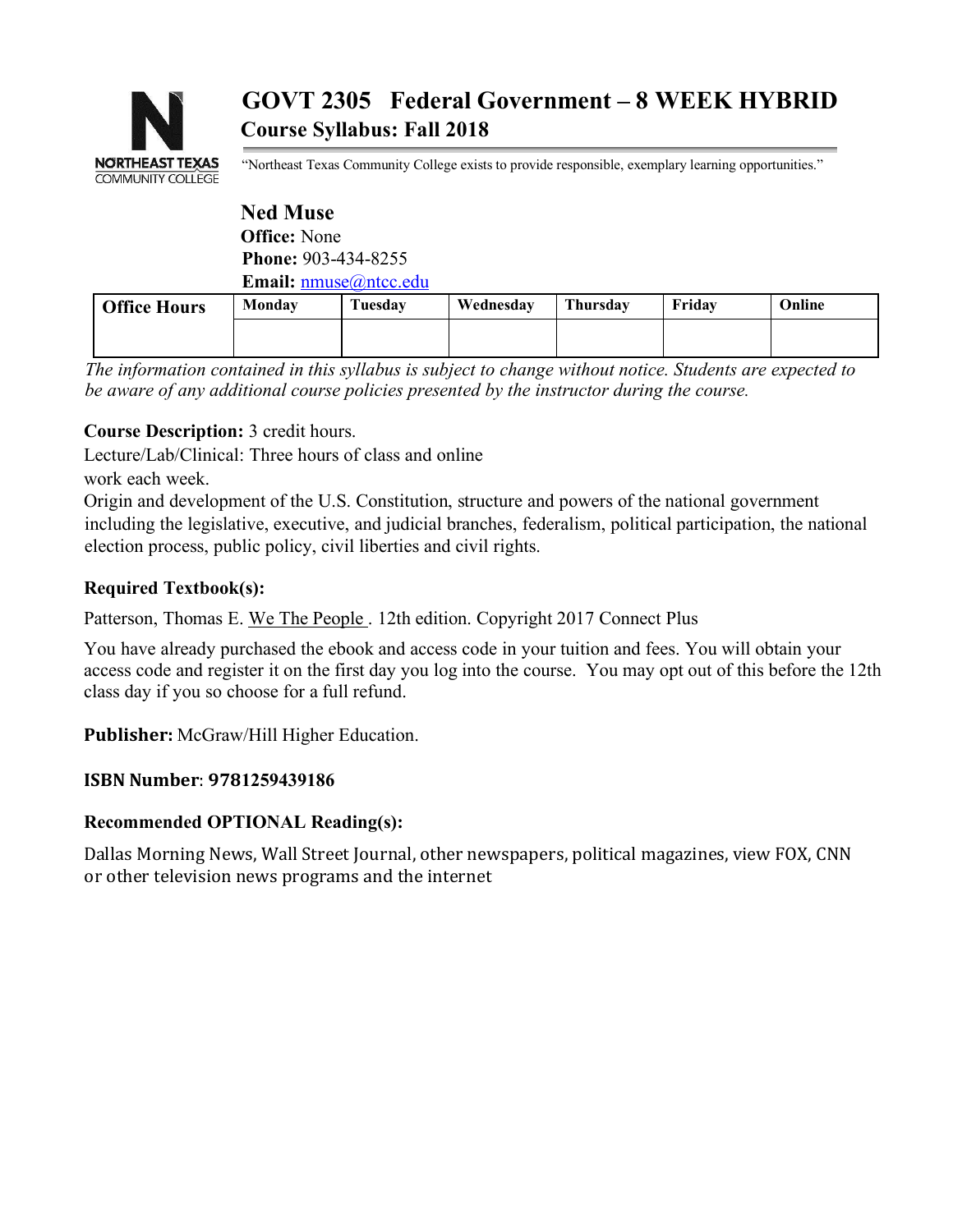# GOVT 2305 Federal Government – 8 WEEK HYBRID

## Course Syllabus: Fall 2018

NORTHEAST TEXAS COMMUNITY COLLEGE

"Northeast Texas Community College exists to provide responsible, exemplary learning opportunities."

## Ned Muse

**Office:** None
**Phone:** 903-434-8255
**Email:** nmuse@ntcc.edu

| Office Hours | Monday | Tuesday | Wednesday | Thursday | Friday | Online |
|---|---|---|---|---|---|---|
| | | | | | | |

*The information contained in this syllabus is subject to change without notice. Students are expected to be aware of any additional course policies presented by the instructor during the course.*

**Course Description:** 3 credit hours.
Lecture/Lab/Clinical: Three hours of class and online work each week.
Origin and development of the U.S. Constitution, structure and powers of the national government including the legislative, executive, and judicial branches, federalism, political participation, the national election process, public policy, civil liberties and civil rights.

**Required Textbook(s):**

Patterson, Thomas E. We The People . 12th edition. Copyright 2017 Connect Plus

You have already purchased the ebook and access code in your tuition and fees. You will obtain your access code and register it on the first day you log into the course. You may opt out of this before the 12th class day if you so choose for a full refund.

**Publisher:** McGraw/Hill Higher Education.

**ISBN Number**: **9781259439186**

**Recommended OPTIONAL Reading(s):**

Dallas Morning News, Wall Street Journal, other newspapers, political magazines, view FOX, CNN or other television news programs and the internet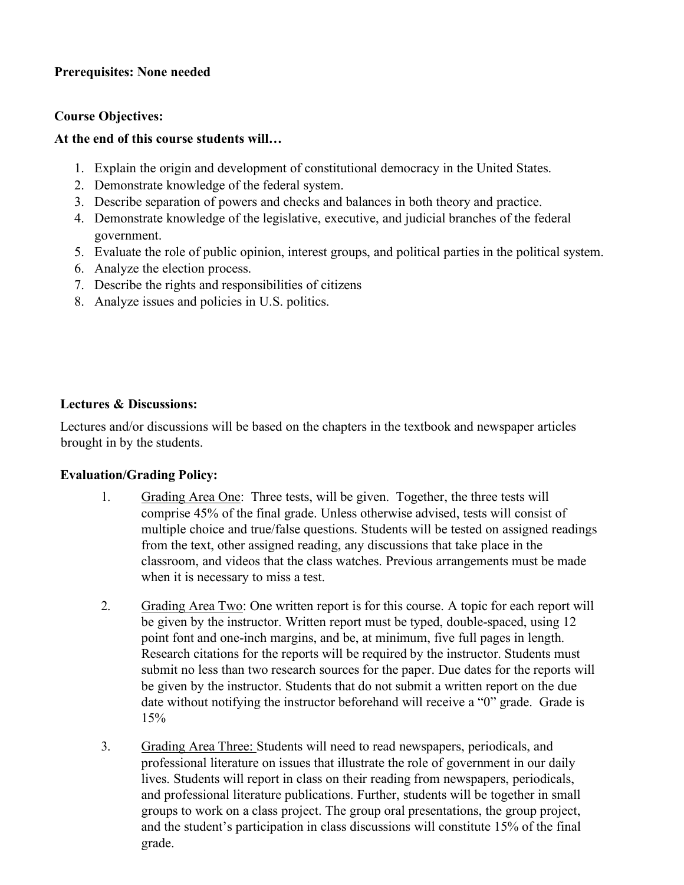**Prerequisites: None needed**

**Course Objectives:**

**At the end of this course students will…**

1. Explain the origin and development of constitutional democracy in the United States.
2. Demonstrate knowledge of the federal system.
3. Describe separation of powers and checks and balances in both theory and practice.
4. Demonstrate knowledge of the legislative, executive, and judicial branches of the federal government.
5. Evaluate the role of public opinion, interest groups, and political parties in the political system.
6. Analyze the election process.
7. Describe the rights and responsibilities of citizens
8. Analyze issues and policies in U.S. politics.

**Lectures & Discussions:**

Lectures and/or discussions will be based on the chapters in the textbook and newspaper articles brought in by the students.

**Evaluation/Grading Policy:**

1. Grading Area One: Three tests, will be given. Together, the three tests will comprise 45% of the final grade. Unless otherwise advised, tests will consist of multiple choice and true/false questions. Students will be tested on assigned readings from the text, other assigned reading, any discussions that take place in the classroom, and videos that the class watches. Previous arrangements must be made when it is necessary to miss a test.

2. Grading Area Two: One written report is for this course. A topic for each report will be given by the instructor. Written report must be typed, double-spaced, using 12 point font and one-inch margins, and be, at minimum, five full pages in length. Research citations for the reports will be required by the instructor. Students must submit no less than two research sources for the paper. Due dates for the reports will be given by the instructor. Students that do not submit a written report on the due date without notifying the instructor beforehand will receive a "0" grade. Grade is 15%

3. Grading Area Three: Students will need to read newspapers, periodicals, and professional literature on issues that illustrate the role of government in our daily lives. Students will report in class on their reading from newspapers, periodicals, and professional literature publications. Further, students will be together in small groups to work on a class project. The group oral presentations, the group project, and the student's participation in class discussions will constitute 15% of the final grade.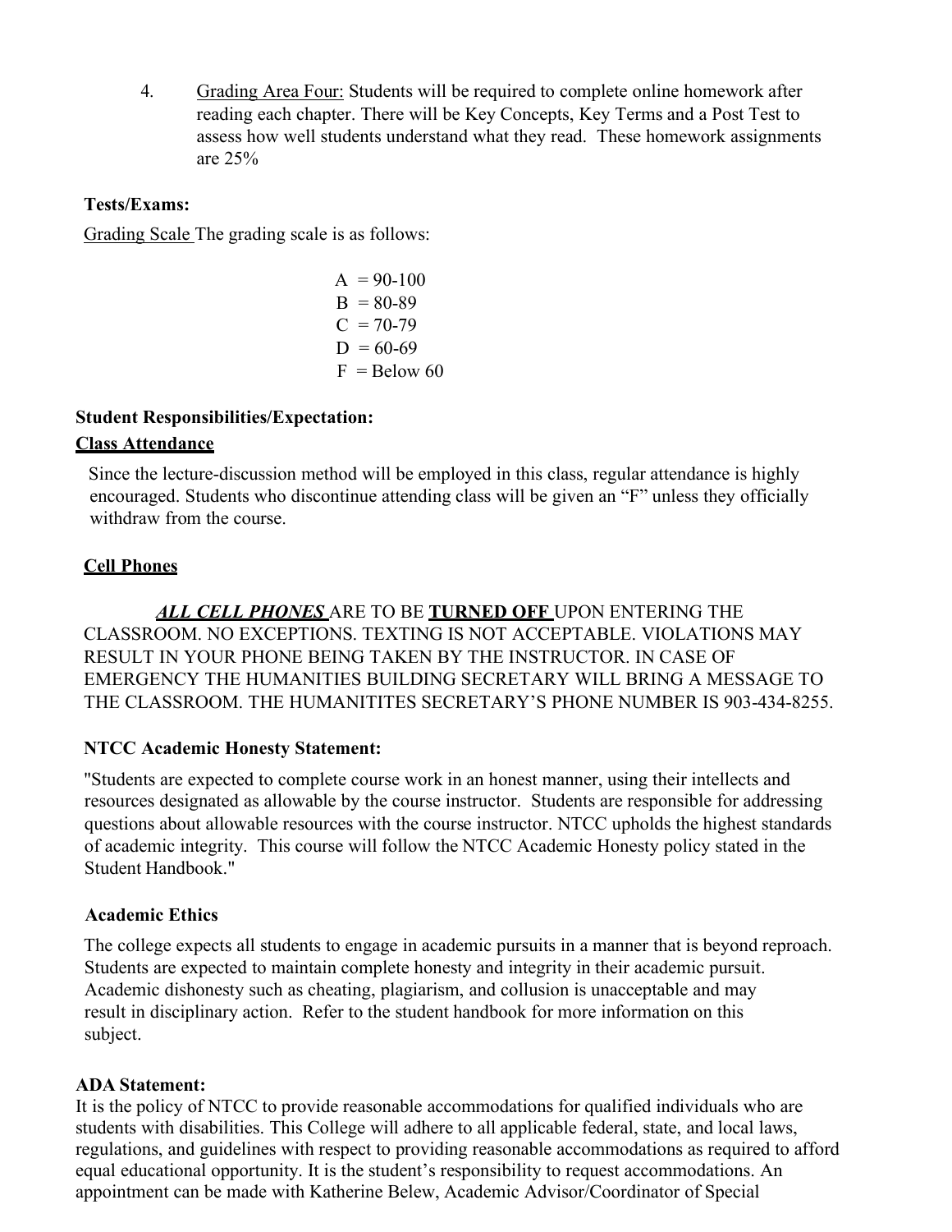4. <u>Grading Area Four:</u> Students will be required to complete online homework after reading each chapter. There will be Key Concepts, Key Terms and a Post Test to assess how well students understand what they read. These homework assignments are 25%

**Tests/Exams:**

<u>Grading Scale</u> The grading scale is as follows:

A = 90-100
B = 80-89
C = 70-79
D = 60-69
F = Below 60

**Student Responsibilities/Expectation:**

**<u>Class Attendance</u>**

Since the lecture-discussion method will be employed in this class, regular attendance is highly encouraged. Students who discontinue attending class will be given an "F" unless they officially withdraw from the course.

**<u>Cell Phones</u>**

***<u>ALL CELL PHONES</u>*** ARE TO BE **<u>TURNED OFF</u>** UPON ENTERING THE CLASSROOM. NO EXCEPTIONS. TEXTING IS NOT ACCEPTABLE. VIOLATIONS MAY RESULT IN YOUR PHONE BEING TAKEN BY THE INSTRUCTOR. IN CASE OF EMERGENCY THE HUMANITIES BUILDING SECRETARY WILL BRING A MESSAGE TO THE CLASSROOM. THE HUMANITITES SECRETARY'S PHONE NUMBER IS 903-434-8255.

**NTCC Academic Honesty Statement:**

"Students are expected to complete course work in an honest manner, using their intellects and resources designated as allowable by the course instructor. Students are responsible for addressing questions about allowable resources with the course instructor. NTCC upholds the highest standards of academic integrity. This course will follow the NTCC Academic Honesty policy stated in the Student Handbook."

**Academic Ethics**

The college expects all students to engage in academic pursuits in a manner that is beyond reproach. Students are expected to maintain complete honesty and integrity in their academic pursuit. Academic dishonesty such as cheating, plagiarism, and collusion is unacceptable and may result in disciplinary action. Refer to the student handbook for more information on this subject.

**ADA Statement:**

It is the policy of NTCC to provide reasonable accommodations for qualified individuals who are students with disabilities. This College will adhere to all applicable federal, state, and local laws, regulations, and guidelines with respect to providing reasonable accommodations as required to afford equal educational opportunity. It is the student's responsibility to request accommodations. An appointment can be made with Katherine Belew, Academic Advisor/Coordinator of Special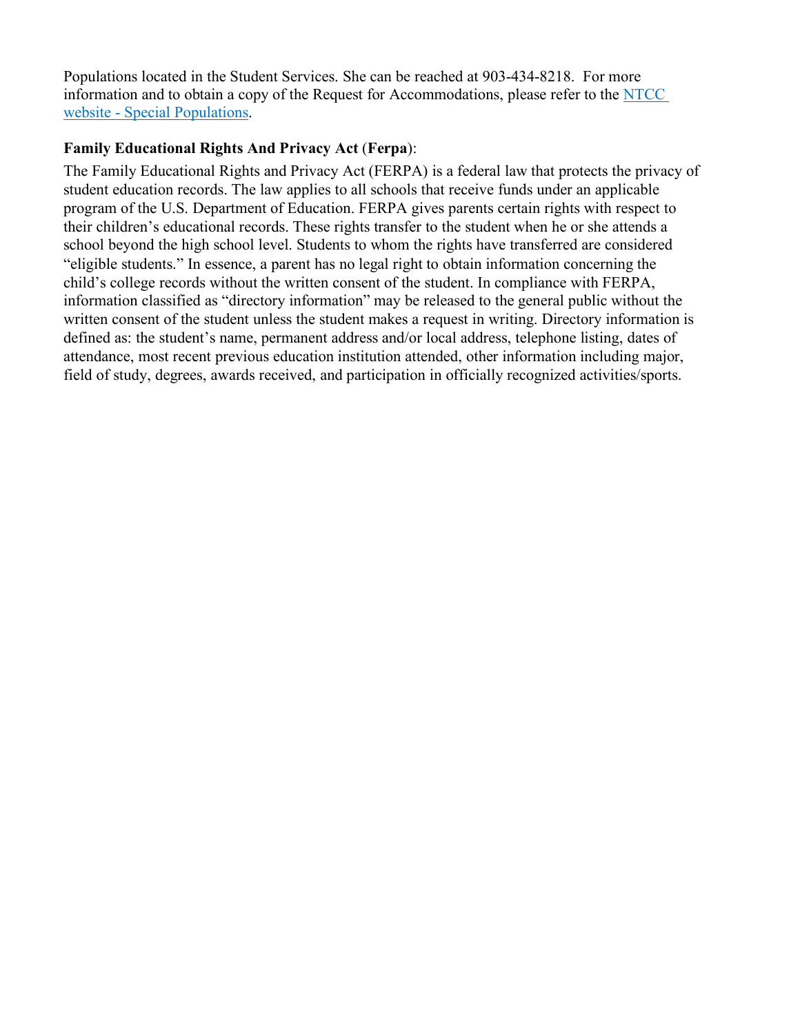Populations located in the Student Services. She can be reached at 903-434-8218. For more information and to obtain a copy of the Request for Accommodations, please refer to the [NTCC website - Special Populations](#).

**Family Educational Rights And Privacy Act** (**Ferpa**):

The Family Educational Rights and Privacy Act (FERPA) is a federal law that protects the privacy of student education records. The law applies to all schools that receive funds under an applicable program of the U.S. Department of Education. FERPA gives parents certain rights with respect to their children's educational records. These rights transfer to the student when he or she attends a school beyond the high school level. Students to whom the rights have transferred are considered "eligible students." In essence, a parent has no legal right to obtain information concerning the child's college records without the written consent of the student. In compliance with FERPA, information classified as "directory information" may be released to the general public without the written consent of the student unless the student makes a request in writing. Directory information is defined as: the student's name, permanent address and/or local address, telephone listing, dates of attendance, most recent previous education institution attended, other information including major, field of study, degrees, awards received, and participation in officially recognized activities/sports.